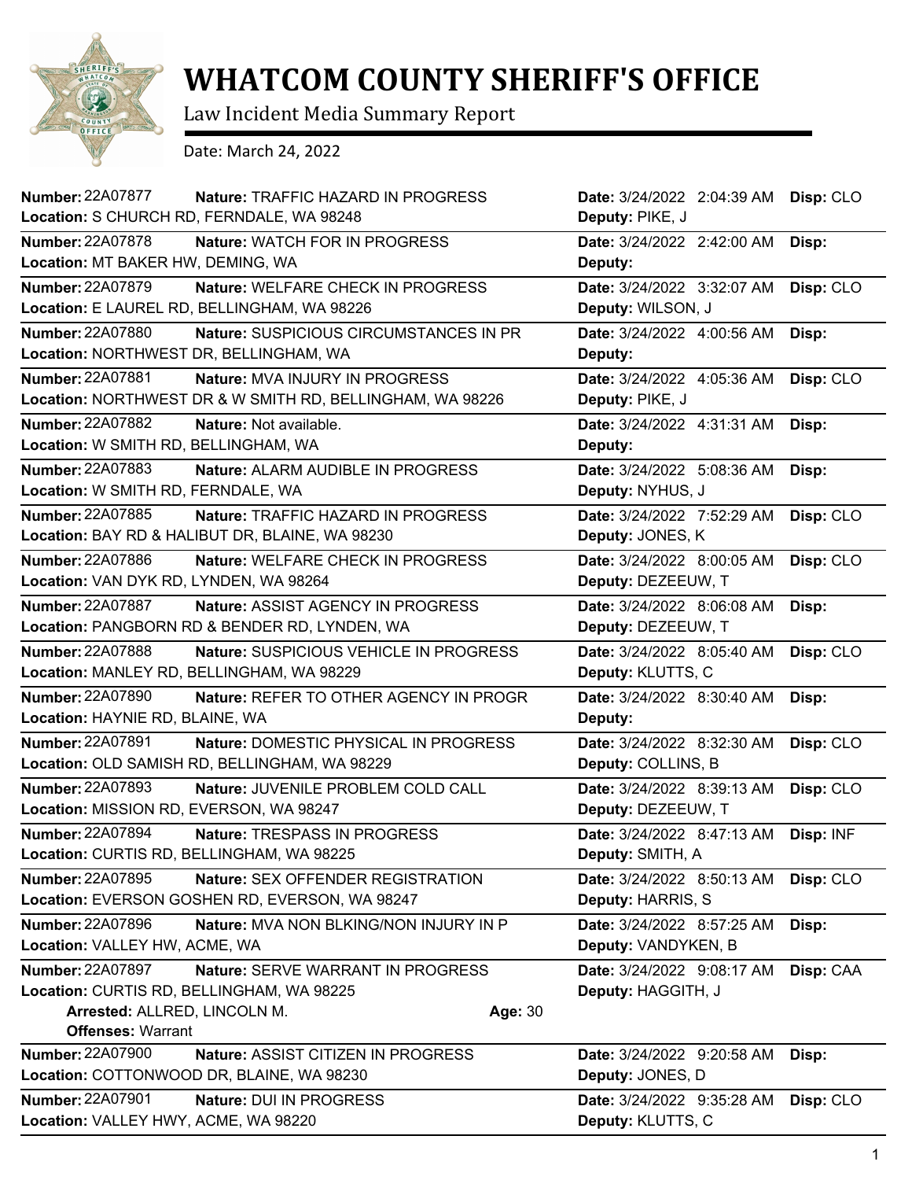# WHATCOM COUNTY SHERIFF'S OFFICE

Law Incident Media Summary Report

Date: March 24, 2022

**Number:** 22A07877 **Nature:** TRAFFIC HAZARD IN PROGRESS **Date:** 3/24/2022 2:04:39 AM **Disp:** CLO
**Location:** S CHURCH RD, FERNDALE, WA 98248 **Deputy:** PIKE, J

---

**Number:** 22A07878 **Nature:** WATCH FOR IN PROGRESS **Date:** 3/24/2022 2:42:00 AM **Disp:**
**Location:** MT BAKER HW, DEMING, WA **Deputy:**

---

**Number:** 22A07879 **Nature:** WELFARE CHECK IN PROGRESS **Date:** 3/24/2022 3:32:07 AM **Disp:** CLO
**Location:** E LAUREL RD, BELLINGHAM, WA 98226 **Deputy:** WILSON, J

---

**Number:** 22A07880 **Nature:** SUSPICIOUS CIRCUMSTANCES IN PR **Date:** 3/24/2022 4:00:56 AM **Disp:**
**Location:** NORTHWEST DR, BELLINGHAM, WA **Deputy:**

---

**Number:** 22A07881 **Nature:** MVA INJURY IN PROGRESS **Date:** 3/24/2022 4:05:36 AM **Disp:** CLO
**Location:** NORTHWEST DR & W SMITH RD, BELLINGHAM, WA 98226 **Deputy:** PIKE, J

---

**Number:** 22A07882 **Nature:** Not available. **Date:** 3/24/2022 4:31:31 AM **Disp:**
**Location:** W SMITH RD, BELLINGHAM, WA **Deputy:**

---

**Number:** 22A07883 **Nature:** ALARM AUDIBLE IN PROGRESS **Date:** 3/24/2022 5:08:36 AM **Disp:**
**Location:** W SMITH RD, FERNDALE, WA **Deputy:** NYHUS, J

---

**Number:** 22A07885 **Nature:** TRAFFIC HAZARD IN PROGRESS **Date:** 3/24/2022 7:52:29 AM **Disp:** CLO
**Location:** BAY RD & HALIBUT DR, BLAINE, WA 98230 **Deputy:** JONES, K

---

**Number:** 22A07886 **Nature:** WELFARE CHECK IN PROGRESS **Date:** 3/24/2022 8:00:05 AM **Disp:** CLO
**Location:** VAN DYK RD, LYNDEN, WA 98264 **Deputy:** DEZEEUW, T

---

**Number:** 22A07887 **Nature:** ASSIST AGENCY IN PROGRESS **Date:** 3/24/2022 8:06:08 AM **Disp:**
**Location:** PANGBORN RD & BENDER RD, LYNDEN, WA **Deputy:** DEZEEUW, T

---

**Number:** 22A07888 **Nature:** SUSPICIOUS VEHICLE IN PROGRESS **Date:** 3/24/2022 8:05:40 AM **Disp:** CLO
**Location:** MANLEY RD, BELLINGHAM, WA 98229 **Deputy:** KLUTTS, C

---

**Number:** 22A07890 **Nature:** REFER TO OTHER AGENCY IN PROGR **Date:** 3/24/2022 8:30:40 AM **Disp:**
**Location:** HAYNIE RD, BLAINE, WA **Deputy:**

---

**Number:** 22A07891 **Nature:** DOMESTIC PHYSICAL IN PROGRESS **Date:** 3/24/2022 8:32:30 AM **Disp:** CLO
**Location:** OLD SAMISH RD, BELLINGHAM, WA 98229 **Deputy:** COLLINS, B

---

**Number:** 22A07893 **Nature:** JUVENILE PROBLEM COLD CALL **Date:** 3/24/2022 8:39:13 AM **Disp:** CLO
**Location:** MISSION RD, EVERSON, WA 98247 **Deputy:** DEZEEUW, T

---

**Number:** 22A07894 **Nature:** TRESPASS IN PROGRESS **Date:** 3/24/2022 8:47:13 AM **Disp:** INF
**Location:** CURTIS RD, BELLINGHAM, WA 98225 **Deputy:** SMITH, A

---

**Number:** 22A07895 **Nature:** SEX OFFENDER REGISTRATION **Date:** 3/24/2022 8:50:13 AM **Disp:** CLO
**Location:** EVERSON GOSHEN RD, EVERSON, WA 98247 **Deputy:** HARRIS, S

---

**Number:** 22A07896 **Nature:** MVA NON BLKING/NON INJURY IN P **Date:** 3/24/2022 8:57:25 AM **Disp:**
**Location:** VALLEY HW, ACME, WA **Deputy:** VANDYKEN, B

---

**Number:** 22A07897 **Nature:** SERVE WARRANT IN PROGRESS **Date:** 3/24/2022 9:08:17 AM **Disp:** CAA
**Location:** CURTIS RD, BELLINGHAM, WA 98225 **Deputy:** HAGGITH, J
**Arrested:** ALLRED, LINCOLN M. **Age:** 30
**Offenses:** Warrant

---

**Number:** 22A07900 **Nature:** ASSIST CITIZEN IN PROGRESS **Date:** 3/24/2022 9:20:58 AM **Disp:**
**Location:** COTTONWOOD DR, BLAINE, WA 98230 **Deputy:** JONES, D

---

**Number:** 22A07901 **Nature:** DUI IN PROGRESS **Date:** 3/24/2022 9:35:28 AM **Disp:** CLO
**Location:** VALLEY HWY, ACME, WA 98220 **Deputy:** KLUTTS, C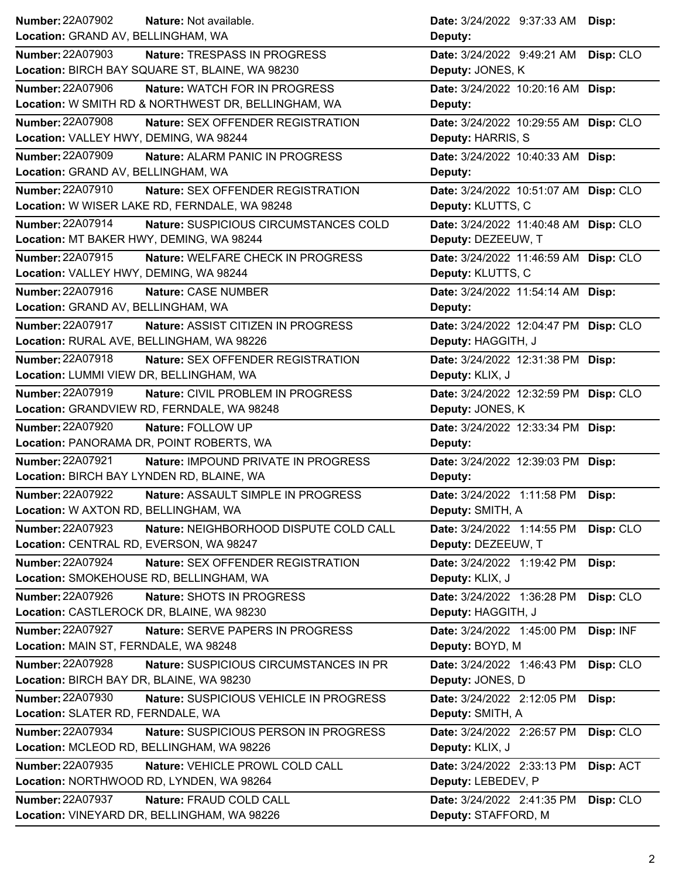**Number:** 22A07902 **Nature:** Not available. **Date:** 3/24/2022 9:37:33 AM **Disp:**
**Location:** GRAND AV, BELLINGHAM, WA **Deputy:**

**Number:** 22A07903 **Nature:** TRESPASS IN PROGRESS **Date:** 3/24/2022 9:49:21 AM **Disp:** CLO
**Location:** BIRCH BAY SQUARE ST, BLAINE, WA 98230 **Deputy:** JONES, K

**Number:** 22A07906 **Nature:** WATCH FOR IN PROGRESS **Date:** 3/24/2022 10:20:16 AM **Disp:**
**Location:** W SMITH RD & NORTHWEST DR, BELLINGHAM, WA **Deputy:**

**Number:** 22A07908 **Nature:** SEX OFFENDER REGISTRATION **Date:** 3/24/2022 10:29:55 AM **Disp:** CLO
**Location:** VALLEY HWY, DEMING, WA 98244 **Deputy:** HARRIS, S

**Number:** 22A07909 **Nature:** ALARM PANIC IN PROGRESS **Date:** 3/24/2022 10:40:33 AM **Disp:**
**Location:** GRAND AV, BELLINGHAM, WA **Deputy:**

**Number:** 22A07910 **Nature:** SEX OFFENDER REGISTRATION **Date:** 3/24/2022 10:51:07 AM **Disp:** CLO
**Location:** W WISER LAKE RD, FERNDALE, WA 98248 **Deputy:** KLUTTS, C

**Number:** 22A07914 **Nature:** SUSPICIOUS CIRCUMSTANCES COLD **Date:** 3/24/2022 11:40:48 AM **Disp:** CLO
**Location:** MT BAKER HWY, DEMING, WA 98244 **Deputy:** DEZEEUW, T

**Number:** 22A07915 **Nature:** WELFARE CHECK IN PROGRESS **Date:** 3/24/2022 11:46:59 AM **Disp:** CLO
**Location:** VALLEY HWY, DEMING, WA 98244 **Deputy:** KLUTTS, C

**Number:** 22A07916 **Nature:** CASE NUMBER **Date:** 3/24/2022 11:54:14 AM **Disp:**
**Location:** GRAND AV, BELLINGHAM, WA **Deputy:**

**Number:** 22A07917 **Nature:** ASSIST CITIZEN IN PROGRESS **Date:** 3/24/2022 12:04:47 PM **Disp:** CLO
**Location:** RURAL AVE, BELLINGHAM, WA 98226 **Deputy:** HAGGITH, J

**Number:** 22A07918 **Nature:** SEX OFFENDER REGISTRATION **Date:** 3/24/2022 12:31:38 PM **Disp:**
**Location:** LUMMI VIEW DR, BELLINGHAM, WA **Deputy:** KLIX, J

**Number:** 22A07919 **Nature:** CIVIL PROBLEM IN PROGRESS **Date:** 3/24/2022 12:32:59 PM **Disp:** CLO
**Location:** GRANDVIEW RD, FERNDALE, WA 98248 **Deputy:** JONES, K

**Number:** 22A07920 **Nature:** FOLLOW UP **Date:** 3/24/2022 12:33:34 PM **Disp:**
**Location:** PANORAMA DR, POINT ROBERTS, WA **Deputy:**

**Number:** 22A07921 **Nature:** IMPOUND PRIVATE IN PROGRESS **Date:** 3/24/2022 12:39:03 PM **Disp:**
**Location:** BIRCH BAY LYNDEN RD, BLAINE, WA **Deputy:**

**Number:** 22A07922 **Nature:** ASSAULT SIMPLE IN PROGRESS **Date:** 3/24/2022 1:11:58 PM **Disp:**
**Location:** W AXTON RD, BELLINGHAM, WA **Deputy:** SMITH, A

**Number:** 22A07923 **Nature:** NEIGHBORHOOD DISPUTE COLD CALL **Date:** 3/24/2022 1:14:55 PM **Disp:** CLO
**Location:** CENTRAL RD, EVERSON, WA 98247 **Deputy:** DEZEEUW, T

**Number:** 22A07924 **Nature:** SEX OFFENDER REGISTRATION **Date:** 3/24/2022 1:19:42 PM **Disp:**
**Location:** SMOKEHOUSE RD, BELLINGHAM, WA **Deputy:** KLIX, J

**Number:** 22A07926 **Nature:** SHOTS IN PROGRESS **Date:** 3/24/2022 1:36:28 PM **Disp:** CLO
**Location:** CASTLEROCK DR, BLAINE, WA 98230 **Deputy:** HAGGITH, J

**Number:** 22A07927 **Nature:** SERVE PAPERS IN PROGRESS **Date:** 3/24/2022 1:45:00 PM **Disp:** INF
**Location:** MAIN ST, FERNDALE, WA 98248 **Deputy:** BOYD, M

**Number:** 22A07928 **Nature:** SUSPICIOUS CIRCUMSTANCES IN PR **Date:** 3/24/2022 1:46:43 PM **Disp:** CLO
**Location:** BIRCH BAY DR, BLAINE, WA 98230 **Deputy:** JONES, D

**Number:** 22A07930 **Nature:** SUSPICIOUS VEHICLE IN PROGRESS **Date:** 3/24/2022 2:12:05 PM **Disp:**
**Location:** SLATER RD, FERNDALE, WA **Deputy:** SMITH, A

**Number:** 22A07934 **Nature:** SUSPICIOUS PERSON IN PROGRESS **Date:** 3/24/2022 2:26:57 PM **Disp:** CLO
**Location:** MCLEOD RD, BELLINGHAM, WA 98226 **Deputy:** KLIX, J

**Number:** 22A07935 **Nature:** VEHICLE PROWL COLD CALL **Date:** 3/24/2022 2:33:13 PM **Disp:** ACT
**Location:** NORTHWOOD RD, LYNDEN, WA 98264 **Deputy:** LEBEDEV, P

**Number:** 22A07937 **Nature:** FRAUD COLD CALL **Date:** 3/24/2022 2:41:35 PM **Disp:** CLO
**Location:** VINEYARD DR, BELLINGHAM, WA 98226 **Deputy:** STAFFORD, M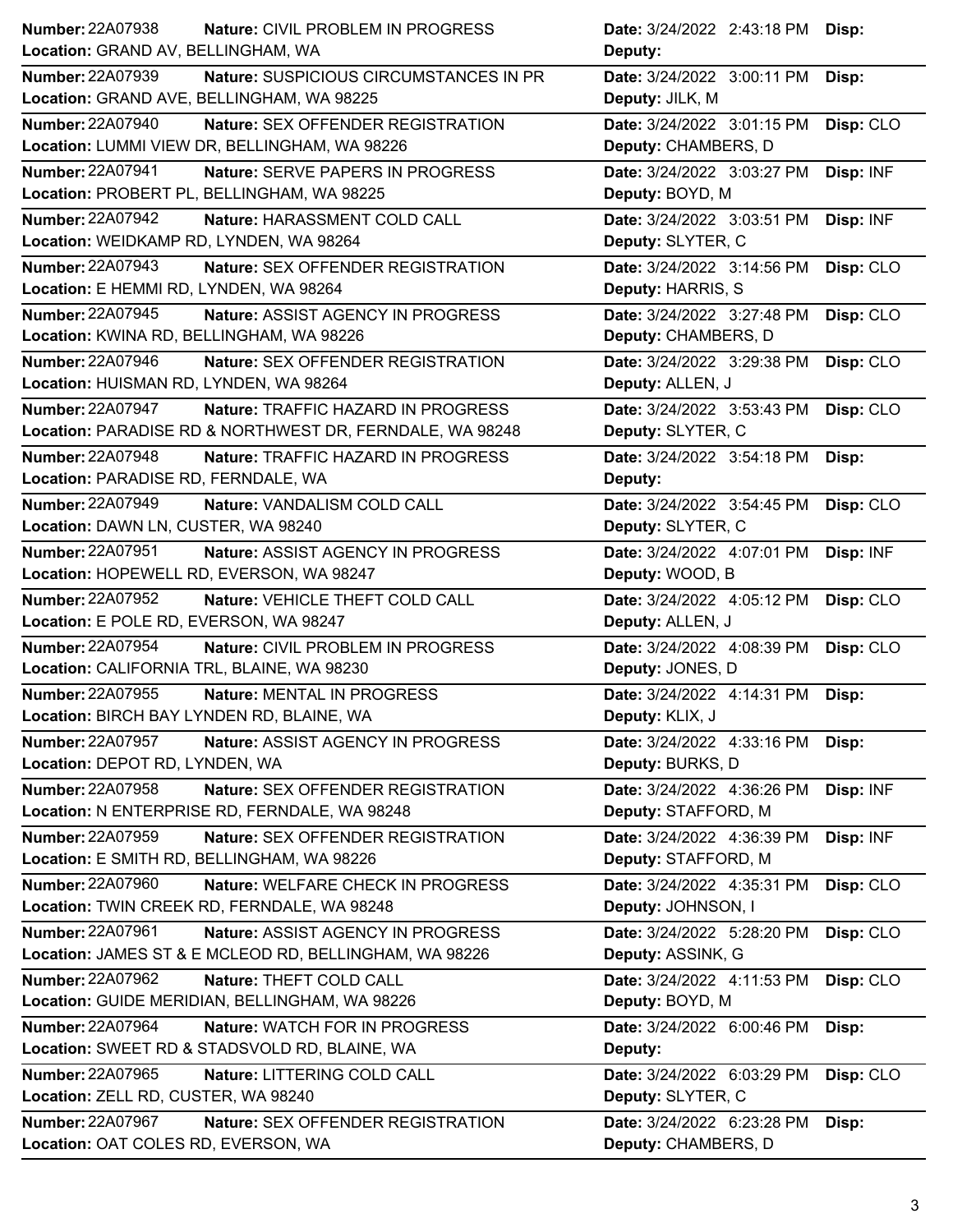| Number | Nature | Location | Date | Deputy | Disp |
|---|---|---|---|---|---|
| 22A07938 | CIVIL PROBLEM IN PROGRESS | GRAND AV, BELLINGHAM, WA | 3/24/2022 2:43:18 PM | | |
| 22A07939 | SUSPICIOUS CIRCUMSTANCES IN PR | GRAND AVE, BELLINGHAM, WA 98225 | 3/24/2022 3:00:11 PM | JILK, M | |
| 22A07940 | SEX OFFENDER REGISTRATION | LUMMI VIEW DR, BELLINGHAM, WA 98226 | 3/24/2022 3:01:15 PM | CHAMBERS, D | CLO |
| 22A07941 | SERVE PAPERS IN PROGRESS | PROBERT PL, BELLINGHAM, WA 98225 | 3/24/2022 3:03:27 PM | BOYD, M | INF |
| 22A07942 | HARASSMENT COLD CALL | WEIDKAMP RD, LYNDEN, WA 98264 | 3/24/2022 3:03:51 PM | SLYTER, C | INF |
| 22A07943 | SEX OFFENDER REGISTRATION | E HEMMI RD, LYNDEN, WA 98264 | 3/24/2022 3:14:56 PM | HARRIS, S | CLO |
| 22A07945 | ASSIST AGENCY IN PROGRESS | KWINA RD, BELLINGHAM, WA 98226 | 3/24/2022 3:27:48 PM | CHAMBERS, D | CLO |
| 22A07946 | SEX OFFENDER REGISTRATION | HUISMAN RD, LYNDEN, WA 98264 | 3/24/2022 3:29:38 PM | ALLEN, J | CLO |
| 22A07947 | TRAFFIC HAZARD IN PROGRESS | PARADISE RD & NORTHWEST DR, FERNDALE, WA 98248 | 3/24/2022 3:53:43 PM | SLYTER, C | CLO |
| 22A07948 | TRAFFIC HAZARD IN PROGRESS | PARADISE RD, FERNDALE, WA | 3/24/2022 3:54:18 PM | | |
| 22A07949 | VANDALISM COLD CALL | DAWN LN, CUSTER, WA 98240 | 3/24/2022 3:54:45 PM | SLYTER, C | CLO |
| 22A07951 | ASSIST AGENCY IN PROGRESS | HOPEWELL RD, EVERSON, WA 98247 | 3/24/2022 4:07:01 PM | WOOD, B | INF |
| 22A07952 | VEHICLE THEFT COLD CALL | E POLE RD, EVERSON, WA 98247 | 3/24/2022 4:05:12 PM | ALLEN, J | CLO |
| 22A07954 | CIVIL PROBLEM IN PROGRESS | CALIFORNIA TRL, BLAINE, WA 98230 | 3/24/2022 4:08:39 PM | JONES, D | CLO |
| 22A07955 | MENTAL IN PROGRESS | BIRCH BAY LYNDEN RD, BLAINE, WA | 3/24/2022 4:14:31 PM | KLIX, J | |
| 22A07957 | ASSIST AGENCY IN PROGRESS | DEPOT RD, LYNDEN, WA | 3/24/2022 4:33:16 PM | BURKS, D | |
| 22A07958 | SEX OFFENDER REGISTRATION | N ENTERPRISE RD, FERNDALE, WA 98248 | 3/24/2022 4:36:26 PM | STAFFORD, M | INF |
| 22A07959 | SEX OFFENDER REGISTRATION | E SMITH RD, BELLINGHAM, WA 98226 | 3/24/2022 4:36:39 PM | STAFFORD, M | INF |
| 22A07960 | WELFARE CHECK IN PROGRESS | TWIN CREEK RD, FERNDALE, WA 98248 | 3/24/2022 4:35:31 PM | JOHNSON, I | CLO |
| 22A07961 | ASSIST AGENCY IN PROGRESS | JAMES ST & E MCLEOD RD, BELLINGHAM, WA 98226 | 3/24/2022 5:28:20 PM | ASSINK, G | CLO |
| 22A07962 | THEFT COLD CALL | GUIDE MERIDIAN, BELLINGHAM, WA 98226 | 3/24/2022 4:11:53 PM | BOYD, M | CLO |
| 22A07964 | WATCH FOR IN PROGRESS | SWEET RD & STADSVOLD RD, BLAINE, WA | 3/24/2022 6:00:46 PM | | |
| 22A07965 | LITTERING COLD CALL | ZELL RD, CUSTER, WA 98240 | 3/24/2022 6:03:29 PM | SLYTER, C | CLO |
| 22A07967 | SEX OFFENDER REGISTRATION | OAT COLES RD, EVERSON, WA | 3/24/2022 6:23:28 PM | CHAMBERS, D | |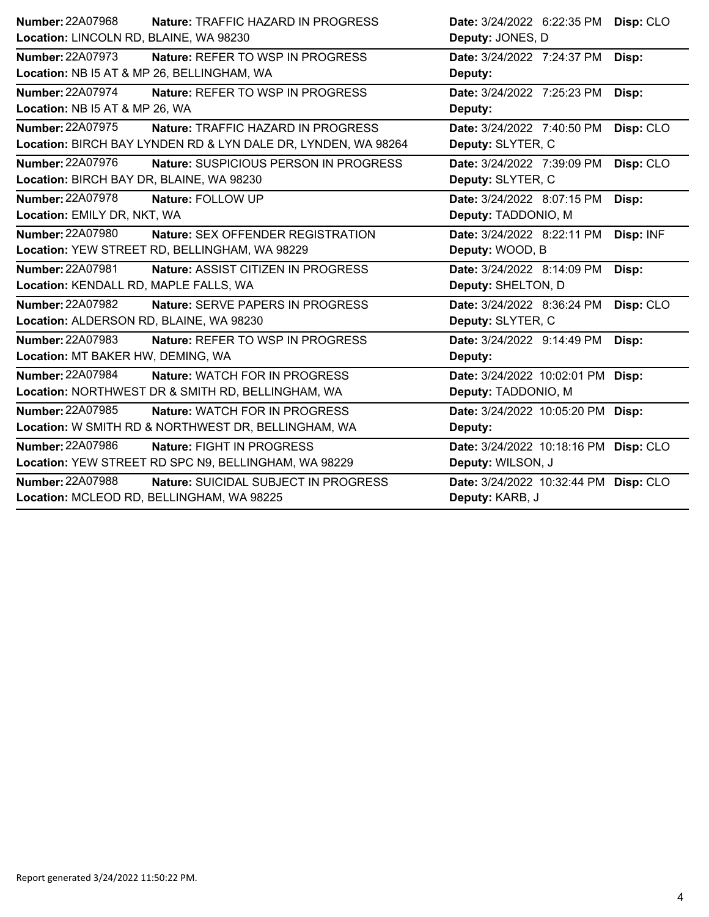**Number:** 22A07968 **Nature:** TRAFFIC HAZARD IN PROGRESS **Date:** 3/24/2022 6:22:35 PM **Disp:** CLO
**Location:** LINCOLN RD, BLAINE, WA 98230 **Deputy:** JONES, D

---

**Number:** 22A07973 **Nature:** REFER TO WSP IN PROGRESS **Date:** 3/24/2022 7:24:37 PM **Disp:**
**Location:** NB I5 AT & MP 26, BELLINGHAM, WA **Deputy:**

---

**Number:** 22A07974 **Nature:** REFER TO WSP IN PROGRESS **Date:** 3/24/2022 7:25:23 PM **Disp:**
**Location:** NB I5 AT & MP 26, WA **Deputy:**

---

**Number:** 22A07975 **Nature:** TRAFFIC HAZARD IN PROGRESS **Date:** 3/24/2022 7:40:50 PM **Disp:** CLO
**Location:** BIRCH BAY LYNDEN RD & LYN DALE DR, LYNDEN, WA 98264 **Deputy:** SLYTER, C

---

**Number:** 22A07976 **Nature:** SUSPICIOUS PERSON IN PROGRESS **Date:** 3/24/2022 7:39:09 PM **Disp:** CLO
**Location:** BIRCH BAY DR, BLAINE, WA 98230 **Deputy:** SLYTER, C

---

**Number:** 22A07978 **Nature:** FOLLOW UP **Date:** 3/24/2022 8:07:15 PM **Disp:**
**Location:** EMILY DR, NKT, WA **Deputy:** TADDONIO, M

---

**Number:** 22A07980 **Nature:** SEX OFFENDER REGISTRATION **Date:** 3/24/2022 8:22:11 PM **Disp:** INF
**Location:** YEW STREET RD, BELLINGHAM, WA 98229 **Deputy:** WOOD, B

---

**Number:** 22A07981 **Nature:** ASSIST CITIZEN IN PROGRESS **Date:** 3/24/2022 8:14:09 PM **Disp:**
**Location:** KENDALL RD, MAPLE FALLS, WA **Deputy:** SHELTON, D

---

**Number:** 22A07982 **Nature:** SERVE PAPERS IN PROGRESS **Date:** 3/24/2022 8:36:24 PM **Disp:** CLO
**Location:** ALDERSON RD, BLAINE, WA 98230 **Deputy:** SLYTER, C

---

**Number:** 22A07983 **Nature:** REFER TO WSP IN PROGRESS **Date:** 3/24/2022 9:14:49 PM **Disp:**
**Location:** MT BAKER HW, DEMING, WA **Deputy:**

---

**Number:** 22A07984 **Nature:** WATCH FOR IN PROGRESS **Date:** 3/24/2022 10:02:01 PM **Disp:**
**Location:** NORTHWEST DR & SMITH RD, BELLINGHAM, WA **Deputy:** TADDONIO, M

---

**Number:** 22A07985 **Nature:** WATCH FOR IN PROGRESS **Date:** 3/24/2022 10:05:20 PM **Disp:**
**Location:** W SMITH RD & NORTHWEST DR, BELLINGHAM, WA **Deputy:**

---

**Number:** 22A07986 **Nature:** FIGHT IN PROGRESS **Date:** 3/24/2022 10:18:16 PM **Disp:** CLO
**Location:** YEW STREET RD SPC N9, BELLINGHAM, WA 98229 **Deputy:** WILSON, J

---

**Number:** 22A07988 **Nature:** SUICIDAL SUBJECT IN PROGRESS **Date:** 3/24/2022 10:32:44 PM **Disp:** CLO
**Location:** MCLEOD RD, BELLINGHAM, WA 98225 **Deputy:** KARB, J

---

Report generated 3/24/2022 11:50:22 PM.